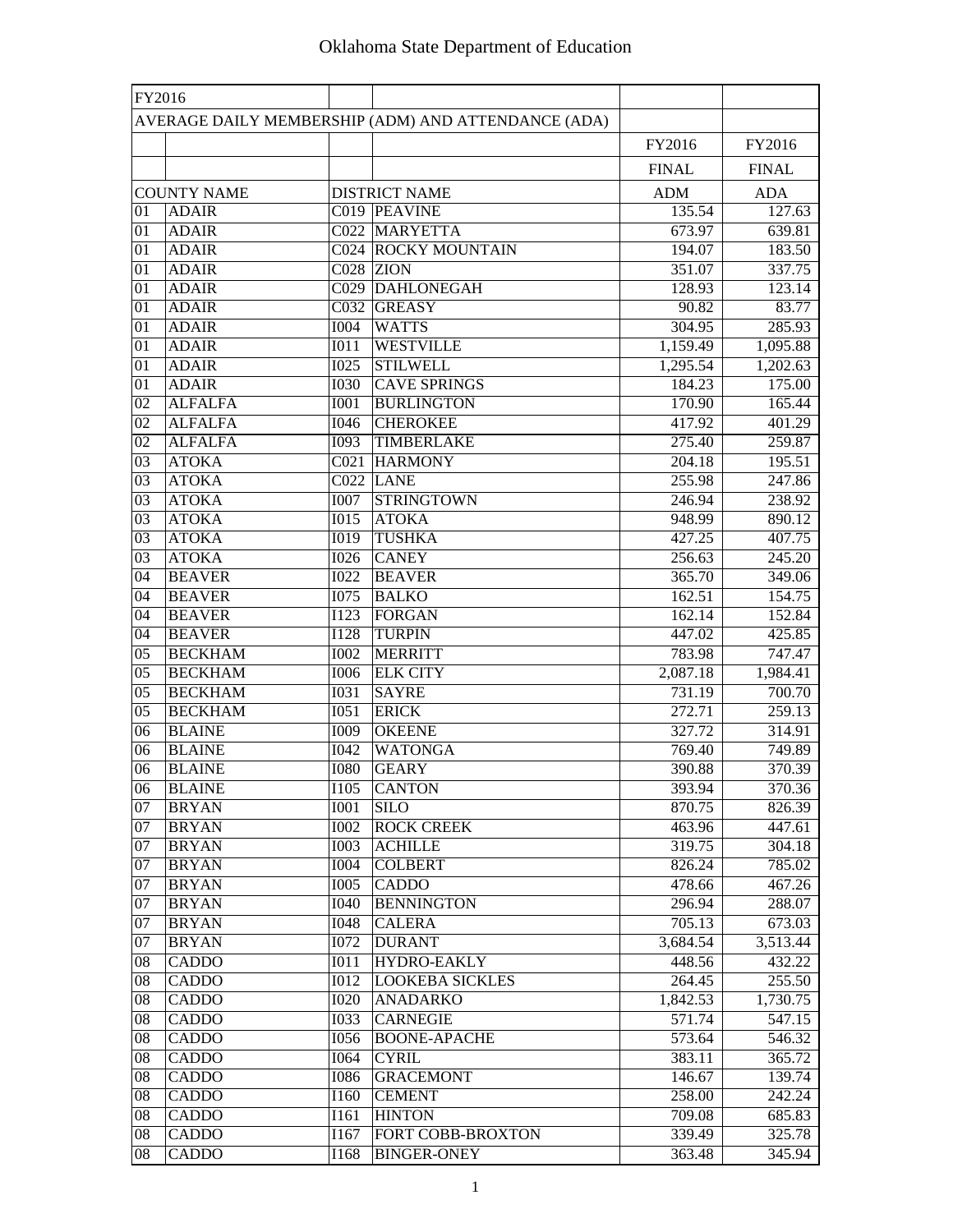# Oklahoma State Department of Education

| FY2016 | | | | | |
|---|---|---|---|---|---|
| AVERAGE DAILY MEMBERSHIP (ADM) AND ATTENDANCE (ADA) | | | | | |
| | | | | FY2016 | FY2016 |
| | | | | FINAL | FINAL |
| | COUNTY NAME | | DISTRICT NAME | ADM | ADA |
| 01 | ADAIR | C019 | PEAVINE | 135.54 | 127.63 |
| 01 | ADAIR | C022 | MARYETTA | 673.97 | 639.81 |
| 01 | ADAIR | C024 | ROCKY MOUNTAIN | 194.07 | 183.50 |
| 01 | ADAIR | C028 | ZION | 351.07 | 337.75 |
| 01 | ADAIR | C029 | DAHLONEGAH | 128.93 | 123.14 |
| 01 | ADAIR | C032 | GREASY | 90.82 | 83.77 |
| 01 | ADAIR | I004 | WATTS | 304.95 | 285.93 |
| 01 | ADAIR | I011 | WESTVILLE | 1,159.49 | 1,095.88 |
| 01 | ADAIR | I025 | STILWELL | 1,295.54 | 1,202.63 |
| 01 | ADAIR | I030 | CAVE SPRINGS | 184.23 | 175.00 |
| 02 | ALFALFA | I001 | BURLINGTON | 170.90 | 165.44 |
| 02 | ALFALFA | I046 | CHEROKEE | 417.92 | 401.29 |
| 02 | ALFALFA | I093 | TIMBERLAKE | 275.40 | 259.87 |
| 03 | ATOKA | C021 | HARMONY | 204.18 | 195.51 |
| 03 | ATOKA | C022 | LANE | 255.98 | 247.86 |
| 03 | ATOKA | I007 | STRINGTOWN | 246.94 | 238.92 |
| 03 | ATOKA | I015 | ATOKA | 948.99 | 890.12 |
| 03 | ATOKA | I019 | TUSHKA | 427.25 | 407.75 |
| 03 | ATOKA | I026 | CANEY | 256.63 | 245.20 |
| 04 | BEAVER | I022 | BEAVER | 365.70 | 349.06 |
| 04 | BEAVER | I075 | BALKO | 162.51 | 154.75 |
| 04 | BEAVER | I123 | FORGAN | 162.14 | 152.84 |
| 04 | BEAVER | I128 | TURPIN | 447.02 | 425.85 |
| 05 | BECKHAM | I002 | MERRITT | 783.98 | 747.47 |
| 05 | BECKHAM | I006 | ELK CITY | 2,087.18 | 1,984.41 |
| 05 | BECKHAM | I031 | SAYRE | 731.19 | 700.70 |
| 05 | BECKHAM | I051 | ERICK | 272.71 | 259.13 |
| 06 | BLAINE | I009 | OKEENE | 327.72 | 314.91 |
| 06 | BLAINE | I042 | WATONGA | 769.40 | 749.89 |
| 06 | BLAINE | I080 | GEARY | 390.88 | 370.39 |
| 06 | BLAINE | I105 | CANTON | 393.94 | 370.36 |
| 07 | BRYAN | I001 | SILO | 870.75 | 826.39 |
| 07 | BRYAN | I002 | ROCK CREEK | 463.96 | 447.61 |
| 07 | BRYAN | I003 | ACHILLE | 319.75 | 304.18 |
| 07 | BRYAN | I004 | COLBERT | 826.24 | 785.02 |
| 07 | BRYAN | I005 | CADDO | 478.66 | 467.26 |
| 07 | BRYAN | I040 | BENNINGTON | 296.94 | 288.07 |
| 07 | BRYAN | I048 | CALERA | 705.13 | 673.03 |
| 07 | BRYAN | I072 | DURANT | 3,684.54 | 3,513.44 |
| 08 | CADDO | I011 | HYDRO-EAKLY | 448.56 | 432.22 |
| 08 | CADDO | I012 | LOOKEBA SICKLES | 264.45 | 255.50 |
| 08 | CADDO | I020 | ANADARKO | 1,842.53 | 1,730.75 |
| 08 | CADDO | I033 | CARNEGIE | 571.74 | 547.15 |
| 08 | CADDO | I056 | BOONE-APACHE | 573.64 | 546.32 |
| 08 | CADDO | I064 | CYRIL | 383.11 | 365.72 |
| 08 | CADDO | I086 | GRACEMONT | 146.67 | 139.74 |
| 08 | CADDO | I160 | CEMENT | 258.00 | 242.24 |
| 08 | CADDO | I161 | HINTON | 709.08 | 685.83 |
| 08 | CADDO | I167 | FORT COBB-BROXTON | 339.49 | 325.78 |
| 08 | CADDO | I168 | BINGER-ONEY | 363.48 | 345.94 |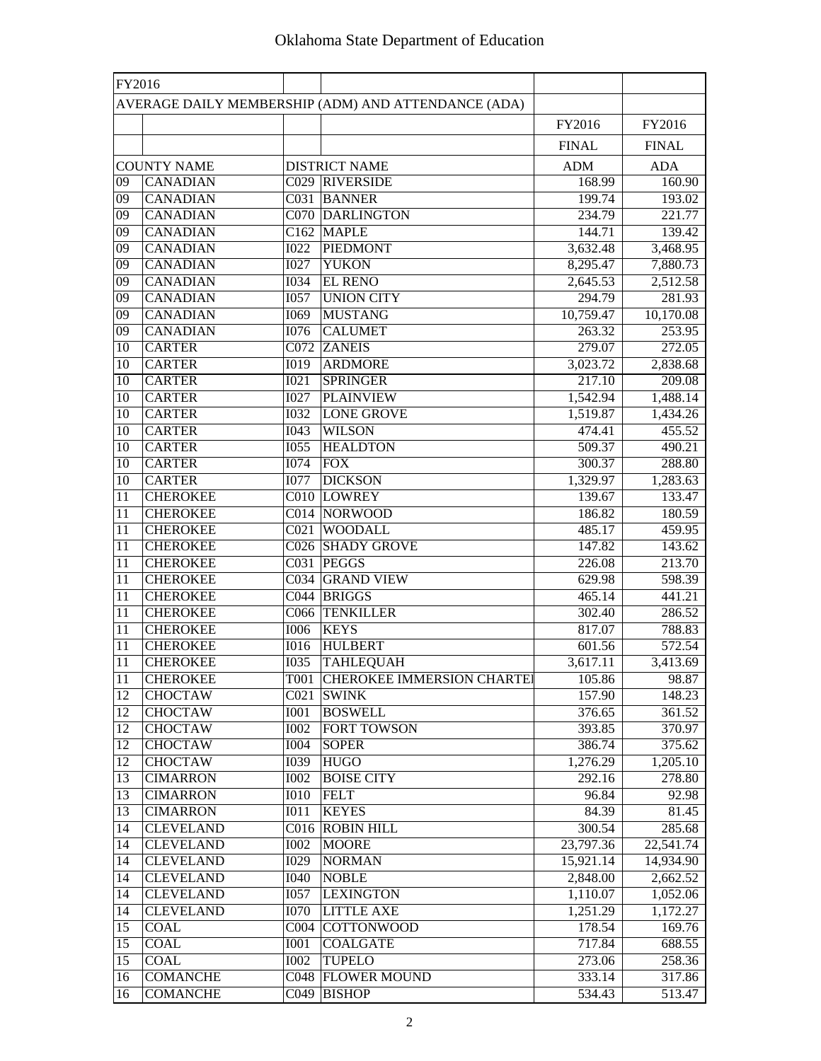# Oklahoma State Department of Education

| FY2016 | | | | | |
|---|---|---|---|---|---|
| AVERAGE DAILY MEMBERSHIP (ADM) AND ATTENDANCE (ADA) | | | | | |
| | | | | FY2016 | FY2016 |
| | | | | FINAL | FINAL |
| | COUNTY NAME | | DISTRICT NAME | ADM | ADA |
| 09 | CANADIAN | C029 | RIVERSIDE | 168.99 | 160.90 |
| 09 | CANADIAN | C031 | BANNER | 199.74 | 193.02 |
| 09 | CANADIAN | C070 | DARLINGTON | 234.79 | 221.77 |
| 09 | CANADIAN | C162 | MAPLE | 144.71 | 139.42 |
| 09 | CANADIAN | I022 | PIEDMONT | 3,632.48 | 3,468.95 |
| 09 | CANADIAN | I027 | YUKON | 8,295.47 | 7,880.73 |
| 09 | CANADIAN | I034 | EL RENO | 2,645.53 | 2,512.58 |
| 09 | CANADIAN | I057 | UNION CITY | 294.79 | 281.93 |
| 09 | CANADIAN | I069 | MUSTANG | 10,759.47 | 10,170.08 |
| 09 | CANADIAN | I076 | CALUMET | 263.32 | 253.95 |
| 10 | CARTER | C072 | ZANEIS | 279.07 | 272.05 |
| 10 | CARTER | I019 | ARDMORE | 3,023.72 | 2,838.68 |
| 10 | CARTER | I021 | SPRINGER | 217.10 | 209.08 |
| 10 | CARTER | I027 | PLAINVIEW | 1,542.94 | 1,488.14 |
| 10 | CARTER | I032 | LONE GROVE | 1,519.87 | 1,434.26 |
| 10 | CARTER | I043 | WILSON | 474.41 | 455.52 |
| 10 | CARTER | I055 | HEALDTON | 509.37 | 490.21 |
| 10 | CARTER | I074 | FOX | 300.37 | 288.80 |
| 10 | CARTER | I077 | DICKSON | 1,329.97 | 1,283.63 |
| 11 | CHEROKEE | C010 | LOWREY | 139.67 | 133.47 |
| 11 | CHEROKEE | C014 | NORWOOD | 186.82 | 180.59 |
| 11 | CHEROKEE | C021 | WOODALL | 485.17 | 459.95 |
| 11 | CHEROKEE | C026 | SHADY GROVE | 147.82 | 143.62 |
| 11 | CHEROKEE | C031 | PEGGS | 226.08 | 213.70 |
| 11 | CHEROKEE | C034 | GRAND VIEW | 629.98 | 598.39 |
| 11 | CHEROKEE | C044 | BRIGGS | 465.14 | 441.21 |
| 11 | CHEROKEE | C066 | TENKILLER | 302.40 | 286.52 |
| 11 | CHEROKEE | I006 | KEYS | 817.07 | 788.83 |
| 11 | CHEROKEE | I016 | HULBERT | 601.56 | 572.54 |
| 11 | CHEROKEE | I035 | TAHLEQUAH | 3,617.11 | 3,413.69 |
| 11 | CHEROKEE | T001 | CHEROKEE IMMERSION CHARTEI | 105.86 | 98.87 |
| 12 | CHOCTAW | C021 | SWINK | 157.90 | 148.23 |
| 12 | CHOCTAW | I001 | BOSWELL | 376.65 | 361.52 |
| 12 | CHOCTAW | I002 | FORT TOWSON | 393.85 | 370.97 |
| 12 | CHOCTAW | I004 | SOPER | 386.74 | 375.62 |
| 12 | CHOCTAW | I039 | HUGO | 1,276.29 | 1,205.10 |
| 13 | CIMARRON | I002 | BOISE CITY | 292.16 | 278.80 |
| 13 | CIMARRON | I010 | FELT | 96.84 | 92.98 |
| 13 | CIMARRON | I011 | KEYES | 84.39 | 81.45 |
| 14 | CLEVELAND | C016 | ROBIN HILL | 300.54 | 285.68 |
| 14 | CLEVELAND | I002 | MOORE | 23,797.36 | 22,541.74 |
| 14 | CLEVELAND | I029 | NORMAN | 15,921.14 | 14,934.90 |
| 14 | CLEVELAND | I040 | NOBLE | 2,848.00 | 2,662.52 |
| 14 | CLEVELAND | I057 | LEXINGTON | 1,110.07 | 1,052.06 |
| 14 | CLEVELAND | I070 | LITTLE AXE | 1,251.29 | 1,172.27 |
| 15 | COAL | C004 | COTTONWOOD | 178.54 | 169.76 |
| 15 | COAL | I001 | COALGATE | 717.84 | 688.55 |
| 15 | COAL | I002 | TUPELO | 273.06 | 258.36 |
| 16 | COMANCHE | C048 | FLOWER MOUND | 333.14 | 317.86 |
| 16 | COMANCHE | C049 | BISHOP | 534.43 | 513.47 |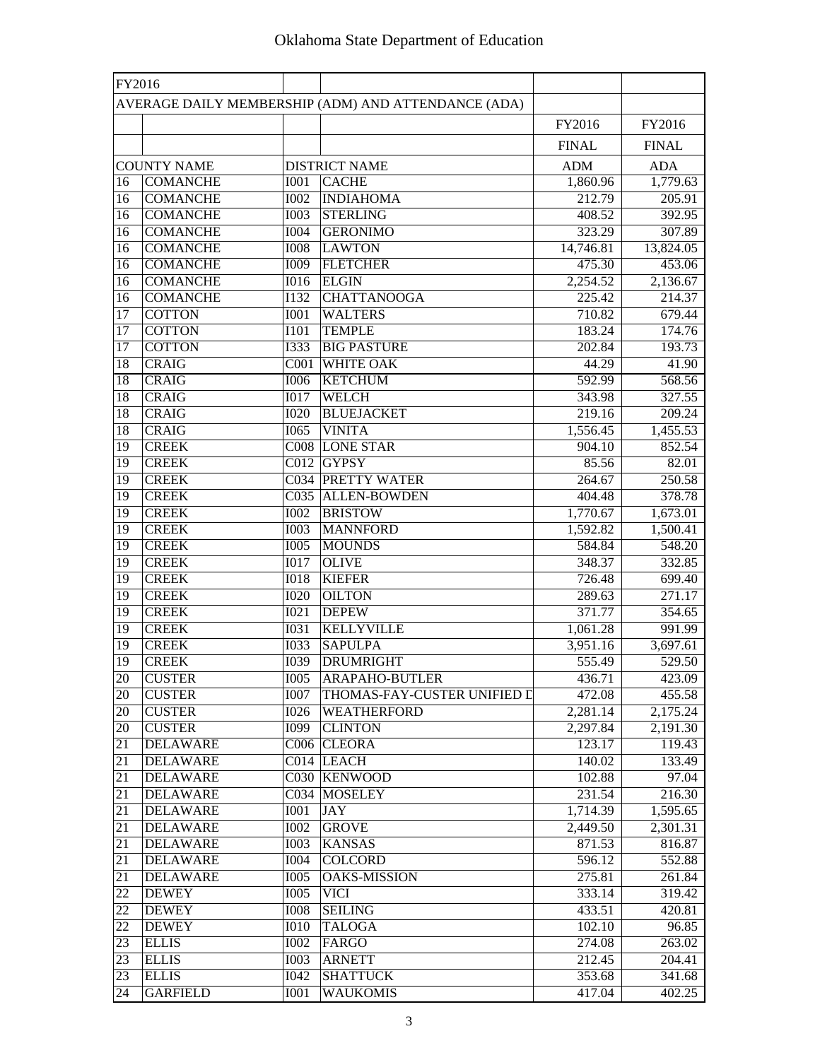# Oklahoma State Department of Education

| FY2016 | | | | | |
|---|---|---|---|---|---|
| AVERAGE DAILY MEMBERSHIP (ADM) AND ATTENDANCE (ADA) | | | | | |
| | | | | FY2016 | FY2016 |
| | | | | FINAL | FINAL |
| | COUNTY NAME | | DISTRICT NAME | ADM | ADA |
| 16 | COMANCHE | I001 | CACHE | 1,860.96 | 1,779.63 |
| 16 | COMANCHE | I002 | INDIAHOMA | 212.79 | 205.91 |
| 16 | COMANCHE | I003 | STERLING | 408.52 | 392.95 |
| 16 | COMANCHE | I004 | GERONIMO | 323.29 | 307.89 |
| 16 | COMANCHE | I008 | LAWTON | 14,746.81 | 13,824.05 |
| 16 | COMANCHE | I009 | FLETCHER | 475.30 | 453.06 |
| 16 | COMANCHE | I016 | ELGIN | 2,254.52 | 2,136.67 |
| 16 | COMANCHE | I132 | CHATTANOOGA | 225.42 | 214.37 |
| 17 | COTTON | I001 | WALTERS | 710.82 | 679.44 |
| 17 | COTTON | I101 | TEMPLE | 183.24 | 174.76 |
| 17 | COTTON | I333 | BIG PASTURE | 202.84 | 193.73 |
| 18 | CRAIG | C001 | WHITE OAK | 44.29 | 41.90 |
| 18 | CRAIG | I006 | KETCHUM | 592.99 | 568.56 |
| 18 | CRAIG | I017 | WELCH | 343.98 | 327.55 |
| 18 | CRAIG | I020 | BLUEJACKET | 219.16 | 209.24 |
| 18 | CRAIG | I065 | VINITA | 1,556.45 | 1,455.53 |
| 19 | CREEK | C008 | LONE STAR | 904.10 | 852.54 |
| 19 | CREEK | C012 | GYPSY | 85.56 | 82.01 |
| 19 | CREEK | C034 | PRETTY WATER | 264.67 | 250.58 |
| 19 | CREEK | C035 | ALLEN-BOWDEN | 404.48 | 378.78 |
| 19 | CREEK | I002 | BRISTOW | 1,770.67 | 1,673.01 |
| 19 | CREEK | I003 | MANNFORD | 1,592.82 | 1,500.41 |
| 19 | CREEK | I005 | MOUNDS | 584.84 | 548.20 |
| 19 | CREEK | I017 | OLIVE | 348.37 | 332.85 |
| 19 | CREEK | I018 | KIEFER | 726.48 | 699.40 |
| 19 | CREEK | I020 | OILTON | 289.63 | 271.17 |
| 19 | CREEK | I021 | DEPEW | 371.77 | 354.65 |
| 19 | CREEK | I031 | KELLYVILLE | 1,061.28 | 991.99 |
| 19 | CREEK | I033 | SAPULPA | 3,951.16 | 3,697.61 |
| 19 | CREEK | I039 | DRUMRIGHT | 555.49 | 529.50 |
| 20 | CUSTER | I005 | ARAPAHO-BUTLER | 436.71 | 423.09 |
| 20 | CUSTER | I007 | THOMAS-FAY-CUSTER UNIFIED D | 472.08 | 455.58 |
| 20 | CUSTER | I026 | WEATHERFORD | 2,281.14 | 2,175.24 |
| 20 | CUSTER | I099 | CLINTON | 2,297.84 | 2,191.30 |
| 21 | DELAWARE | C006 | CLEORA | 123.17 | 119.43 |
| 21 | DELAWARE | C014 | LEACH | 140.02 | 133.49 |
| 21 | DELAWARE | C030 | KENWOOD | 102.88 | 97.04 |
| 21 | DELAWARE | C034 | MOSELEY | 231.54 | 216.30 |
| 21 | DELAWARE | I001 | JAY | 1,714.39 | 1,595.65 |
| 21 | DELAWARE | I002 | GROVE | 2,449.50 | 2,301.31 |
| 21 | DELAWARE | I003 | KANSAS | 871.53 | 816.87 |
| 21 | DELAWARE | I004 | COLCORD | 596.12 | 552.88 |
| 21 | DELAWARE | I005 | OAKS-MISSION | 275.81 | 261.84 |
| 22 | DEWEY | I005 | VICI | 333.14 | 319.42 |
| 22 | DEWEY | I008 | SEILING | 433.51 | 420.81 |
| 22 | DEWEY | I010 | TALOGA | 102.10 | 96.85 |
| 23 | ELLIS | I002 | FARGO | 274.08 | 263.02 |
| 23 | ELLIS | I003 | ARNETT | 212.45 | 204.41 |
| 23 | ELLIS | I042 | SHATTUCK | 353.68 | 341.68 |
| 24 | GARFIELD | I001 | WAUKOMIS | 417.04 | 402.25 |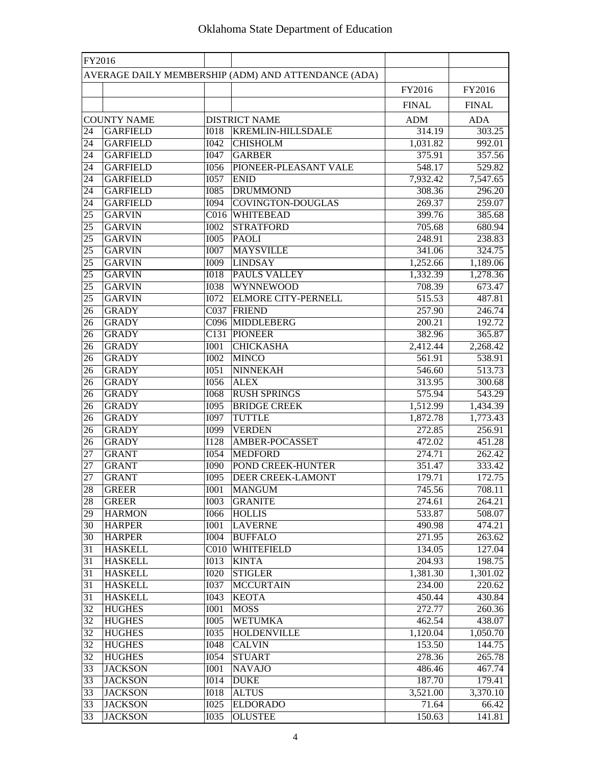Oklahoma State Department of Education

| FY2016 | | | | | |
|---|---|---|---|---|---|
| AVERAGE DAILY MEMBERSHIP (ADM) AND ATTENDANCE (ADA) | | | | | |
| | | | | FY2016 | FY2016 |
| | | | | FINAL | FINAL |
| | COUNTY NAME | | DISTRICT NAME | ADM | ADA |
| 24 | GARFIELD | I018 | KREMLIN-HILLSDALE | 314.19 | 303.25 |
| 24 | GARFIELD | I042 | CHISHOLM | 1,031.82 | 992.01 |
| 24 | GARFIELD | I047 | GARBER | 375.91 | 357.56 |
| 24 | GARFIELD | I056 | PIONEER-PLEASANT VALE | 548.17 | 529.82 |
| 24 | GARFIELD | I057 | ENID | 7,932.42 | 7,547.65 |
| 24 | GARFIELD | I085 | DRUMMOND | 308.36 | 296.20 |
| 24 | GARFIELD | I094 | COVINGTON-DOUGLAS | 269.37 | 259.07 |
| 25 | GARVIN | C016 | WHITEBEAD | 399.76 | 385.68 |
| 25 | GARVIN | I002 | STRATFORD | 705.68 | 680.94 |
| 25 | GARVIN | I005 | PAOLI | 248.91 | 238.83 |
| 25 | GARVIN | I007 | MAYSVILLE | 341.06 | 324.75 |
| 25 | GARVIN | I009 | LINDSAY | 1,252.66 | 1,189.06 |
| 25 | GARVIN | I018 | PAULS VALLEY | 1,332.39 | 1,278.36 |
| 25 | GARVIN | I038 | WYNNEWOOD | 708.39 | 673.47 |
| 25 | GARVIN | I072 | ELMORE CITY-PERNELL | 515.53 | 487.81 |
| 26 | GRADY | C037 | FRIEND | 257.90 | 246.74 |
| 26 | GRADY | C096 | MIDDLEBERG | 200.21 | 192.72 |
| 26 | GRADY | C131 | PIONEER | 382.96 | 365.87 |
| 26 | GRADY | I001 | CHICKASHA | 2,412.44 | 2,268.42 |
| 26 | GRADY | I002 | MINCO | 561.91 | 538.91 |
| 26 | GRADY | I051 | NINNEKAH | 546.60 | 513.73 |
| 26 | GRADY | I056 | ALEX | 313.95 | 300.68 |
| 26 | GRADY | I068 | RUSH SPRINGS | 575.94 | 543.29 |
| 26 | GRADY | I095 | BRIDGE CREEK | 1,512.99 | 1,434.39 |
| 26 | GRADY | I097 | TUTTLE | 1,872.78 | 1,773.43 |
| 26 | GRADY | I099 | VERDEN | 272.85 | 256.91 |
| 26 | GRADY | I128 | AMBER-POCASSET | 472.02 | 451.28 |
| 27 | GRANT | I054 | MEDFORD | 274.71 | 262.42 |
| 27 | GRANT | I090 | POND CREEK-HUNTER | 351.47 | 333.42 |
| 27 | GRANT | I095 | DEER CREEK-LAMONT | 179.71 | 172.75 |
| 28 | GREER | I001 | MANGUM | 745.56 | 708.11 |
| 28 | GREER | I003 | GRANITE | 274.61 | 264.21 |
| 29 | HARMON | I066 | HOLLIS | 533.87 | 508.07 |
| 30 | HARPER | I001 | LAVERNE | 490.98 | 474.21 |
| 30 | HARPER | I004 | BUFFALO | 271.95 | 263.62 |
| 31 | HASKELL | C010 | WHITEFIELD | 134.05 | 127.04 |
| 31 | HASKELL | I013 | KINTA | 204.93 | 198.75 |
| 31 | HASKELL | I020 | STIGLER | 1,381.30 | 1,301.02 |
| 31 | HASKELL | I037 | MCCURTAIN | 234.00 | 220.62 |
| 31 | HASKELL | I043 | KEOTA | 450.44 | 430.84 |
| 32 | HUGHES | I001 | MOSS | 272.77 | 260.36 |
| 32 | HUGHES | I005 | WETUMKA | 462.54 | 438.07 |
| 32 | HUGHES | I035 | HOLDENVILLE | 1,120.04 | 1,050.70 |
| 32 | HUGHES | I048 | CALVIN | 153.50 | 144.75 |
| 32 | HUGHES | I054 | STUART | 278.36 | 265.78 |
| 33 | JACKSON | I001 | NAVAJO | 486.46 | 467.74 |
| 33 | JACKSON | I014 | DUKE | 187.70 | 179.41 |
| 33 | JACKSON | I018 | ALTUS | 3,521.00 | 3,370.10 |
| 33 | JACKSON | I025 | ELDORADO | 71.64 | 66.42 |
| 33 | JACKSON | I035 | OLUSTEE | 150.63 | 141.81 |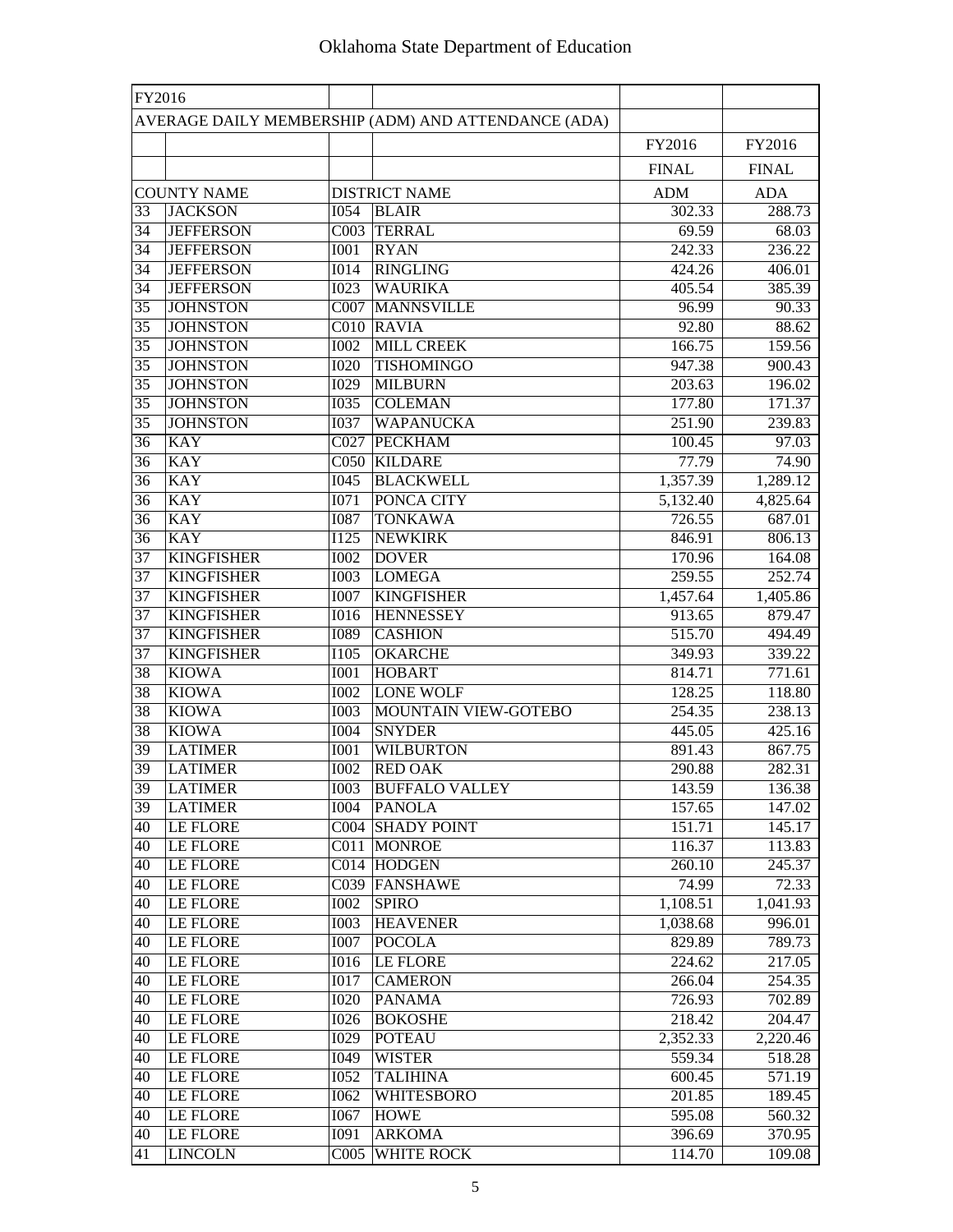# Oklahoma State Department of Education

| FY2016 | | | | | |
|---|---|---|---|---|---|
| AVERAGE DAILY MEMBERSHIP (ADM) AND ATTENDANCE (ADA) | | | | | |
| | | | | FY2016 | FY2016 |
| | | | | FINAL | FINAL |
| | COUNTY NAME | | DISTRICT NAME | ADM | ADA |
| 33 | JACKSON | I054 | BLAIR | 302.33 | 288.73 |
| 34 | JEFFERSON | C003 | TERRAL | 69.59 | 68.03 |
| 34 | JEFFERSON | I001 | RYAN | 242.33 | 236.22 |
| 34 | JEFFERSON | I014 | RINGLING | 424.26 | 406.01 |
| 34 | JEFFERSON | I023 | WAURIKA | 405.54 | 385.39 |
| 35 | JOHNSTON | C007 | MANNSVILLE | 96.99 | 90.33 |
| 35 | JOHNSTON | C010 | RAVIA | 92.80 | 88.62 |
| 35 | JOHNSTON | I002 | MILL CREEK | 166.75 | 159.56 |
| 35 | JOHNSTON | I020 | TISHOMINGO | 947.38 | 900.43 |
| 35 | JOHNSTON | I029 | MILBURN | 203.63 | 196.02 |
| 35 | JOHNSTON | I035 | COLEMAN | 177.80 | 171.37 |
| 35 | JOHNSTON | I037 | WAPANUCKA | 251.90 | 239.83 |
| 36 | KAY | C027 | PECKHAM | 100.45 | 97.03 |
| 36 | KAY | C050 | KILDARE | 77.79 | 74.90 |
| 36 | KAY | I045 | BLACKWELL | 1,357.39 | 1,289.12 |
| 36 | KAY | I071 | PONCA CITY | 5,132.40 | 4,825.64 |
| 36 | KAY | I087 | TONKAWA | 726.55 | 687.01 |
| 36 | KAY | I125 | NEWKIRK | 846.91 | 806.13 |
| 37 | KINGFISHER | I002 | DOVER | 170.96 | 164.08 |
| 37 | KINGFISHER | I003 | LOMEGA | 259.55 | 252.74 |
| 37 | KINGFISHER | I007 | KINGFISHER | 1,457.64 | 1,405.86 |
| 37 | KINGFISHER | I016 | HENNESSEY | 913.65 | 879.47 |
| 37 | KINGFISHER | I089 | CASHION | 515.70 | 494.49 |
| 37 | KINGFISHER | I105 | OKARCHE | 349.93 | 339.22 |
| 38 | KIOWA | I001 | HOBART | 814.71 | 771.61 |
| 38 | KIOWA | I002 | LONE WOLF | 128.25 | 118.80 |
| 38 | KIOWA | I003 | MOUNTAIN VIEW-GOTEBO | 254.35 | 238.13 |
| 38 | KIOWA | I004 | SNYDER | 445.05 | 425.16 |
| 39 | LATIMER | I001 | WILBURTON | 891.43 | 867.75 |
| 39 | LATIMER | I002 | RED OAK | 290.88 | 282.31 |
| 39 | LATIMER | I003 | BUFFALO VALLEY | 143.59 | 136.38 |
| 39 | LATIMER | I004 | PANOLA | 157.65 | 147.02 |
| 40 | LE FLORE | C004 | SHADY POINT | 151.71 | 145.17 |
| 40 | LE FLORE | C011 | MONROE | 116.37 | 113.83 |
| 40 | LE FLORE | C014 | HODGEN | 260.10 | 245.37 |
| 40 | LE FLORE | C039 | FANSHAWE | 74.99 | 72.33 |
| 40 | LE FLORE | I002 | SPIRO | 1,108.51 | 1,041.93 |
| 40 | LE FLORE | I003 | HEAVENER | 1,038.68 | 996.01 |
| 40 | LE FLORE | I007 | POCOLA | 829.89 | 789.73 |
| 40 | LE FLORE | I016 | LE FLORE | 224.62 | 217.05 |
| 40 | LE FLORE | I017 | CAMERON | 266.04 | 254.35 |
| 40 | LE FLORE | I020 | PANAMA | 726.93 | 702.89 |
| 40 | LE FLORE | I026 | BOKOSHE | 218.42 | 204.47 |
| 40 | LE FLORE | I029 | POTEAU | 2,352.33 | 2,220.46 |
| 40 | LE FLORE | I049 | WISTER | 559.34 | 518.28 |
| 40 | LE FLORE | I052 | TALIHINA | 600.45 | 571.19 |
| 40 | LE FLORE | I062 | WHITESBORO | 201.85 | 189.45 |
| 40 | LE FLORE | I067 | HOWE | 595.08 | 560.32 |
| 40 | LE FLORE | I091 | ARKOMA | 396.69 | 370.95 |
| 41 | LINCOLN | C005 | WHITE ROCK | 114.70 | 109.08 |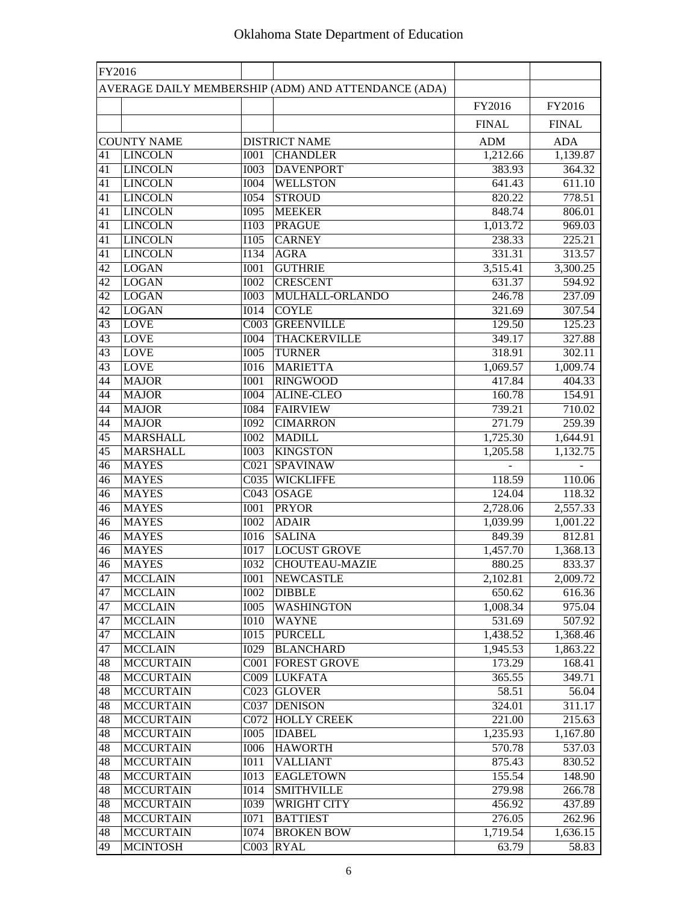# Oklahoma State Department of Education

| FY2016 | | | | | |
|---|---|---|---|---|---|
| AVERAGE DAILY MEMBERSHIP (ADM) AND ATTENDANCE (ADA) | | | | | |
| | | | | FY2016 | FY2016 |
| | | | | FINAL | FINAL |
| | COUNTY NAME | | DISTRICT NAME | ADM | ADA |
| 41 | LINCOLN | I001 | CHANDLER | 1,212.66 | 1,139.87 |
| 41 | LINCOLN | I003 | DAVENPORT | 383.93 | 364.32 |
| 41 | LINCOLN | I004 | WELLSTON | 641.43 | 611.10 |
| 41 | LINCOLN | I054 | STROUD | 820.22 | 778.51 |
| 41 | LINCOLN | I095 | MEEKER | 848.74 | 806.01 |
| 41 | LINCOLN | I103 | PRAGUE | 1,013.72 | 969.03 |
| 41 | LINCOLN | I105 | CARNEY | 238.33 | 225.21 |
| 41 | LINCOLN | I134 | AGRA | 331.31 | 313.57 |
| 42 | LOGAN | I001 | GUTHRIE | 3,515.41 | 3,300.25 |
| 42 | LOGAN | I002 | CRESCENT | 631.37 | 594.92 |
| 42 | LOGAN | I003 | MULHALL-ORLANDO | 246.78 | 237.09 |
| 42 | LOGAN | I014 | COYLE | 321.69 | 307.54 |
| 43 | LOVE | C003 | GREENVILLE | 129.50 | 125.23 |
| 43 | LOVE | I004 | THACKERVILLE | 349.17 | 327.88 |
| 43 | LOVE | I005 | TURNER | 318.91 | 302.11 |
| 43 | LOVE | I016 | MARIETTA | 1,069.57 | 1,009.74 |
| 44 | MAJOR | I001 | RINGWOOD | 417.84 | 404.33 |
| 44 | MAJOR | I004 | ALINE-CLEO | 160.78 | 154.91 |
| 44 | MAJOR | I084 | FAIRVIEW | 739.21 | 710.02 |
| 44 | MAJOR | I092 | CIMARRON | 271.79 | 259.39 |
| 45 | MARSHALL | I002 | MADILL | 1,725.30 | 1,644.91 |
| 45 | MARSHALL | I003 | KINGSTON | 1,205.58 | 1,132.75 |
| 46 | MAYES | C021 | SPAVINAW | - | - |
| 46 | MAYES | C035 | WICKLIFFE | 118.59 | 110.06 |
| 46 | MAYES | C043 | OSAGE | 124.04 | 118.32 |
| 46 | MAYES | I001 | PRYOR | 2,728.06 | 2,557.33 |
| 46 | MAYES | I002 | ADAIR | 1,039.99 | 1,001.22 |
| 46 | MAYES | I016 | SALINA | 849.39 | 812.81 |
| 46 | MAYES | I017 | LOCUST GROVE | 1,457.70 | 1,368.13 |
| 46 | MAYES | I032 | CHOUTEAU-MAZIE | 880.25 | 833.37 |
| 47 | MCCLAIN | I001 | NEWCASTLE | 2,102.81 | 2,009.72 |
| 47 | MCCLAIN | I002 | DIBBLE | 650.62 | 616.36 |
| 47 | MCCLAIN | I005 | WASHINGTON | 1,008.34 | 975.04 |
| 47 | MCCLAIN | I010 | WAYNE | 531.69 | 507.92 |
| 47 | MCCLAIN | I015 | PURCELL | 1,438.52 | 1,368.46 |
| 47 | MCCLAIN | I029 | BLANCHARD | 1,945.53 | 1,863.22 |
| 48 | MCCURTAIN | C001 | FOREST GROVE | 173.29 | 168.41 |
| 48 | MCCURTAIN | C009 | LUKFATA | 365.55 | 349.71 |
| 48 | MCCURTAIN | C023 | GLOVER | 58.51 | 56.04 |
| 48 | MCCURTAIN | C037 | DENISON | 324.01 | 311.17 |
| 48 | MCCURTAIN | C072 | HOLLY CREEK | 221.00 | 215.63 |
| 48 | MCCURTAIN | I005 | IDABEL | 1,235.93 | 1,167.80 |
| 48 | MCCURTAIN | I006 | HAWORTH | 570.78 | 537.03 |
| 48 | MCCURTAIN | I011 | VALLIANT | 875.43 | 830.52 |
| 48 | MCCURTAIN | I013 | EAGLETOWN | 155.54 | 148.90 |
| 48 | MCCURTAIN | I014 | SMITHVILLE | 279.98 | 266.78 |
| 48 | MCCURTAIN | I039 | WRIGHT CITY | 456.92 | 437.89 |
| 48 | MCCURTAIN | I071 | BATTIEST | 276.05 | 262.96 |
| 48 | MCCURTAIN | I074 | BROKEN BOW | 1,719.54 | 1,636.15 |
| 49 | MCINTOSH | C003 | RYAL | 63.79 | 58.83 |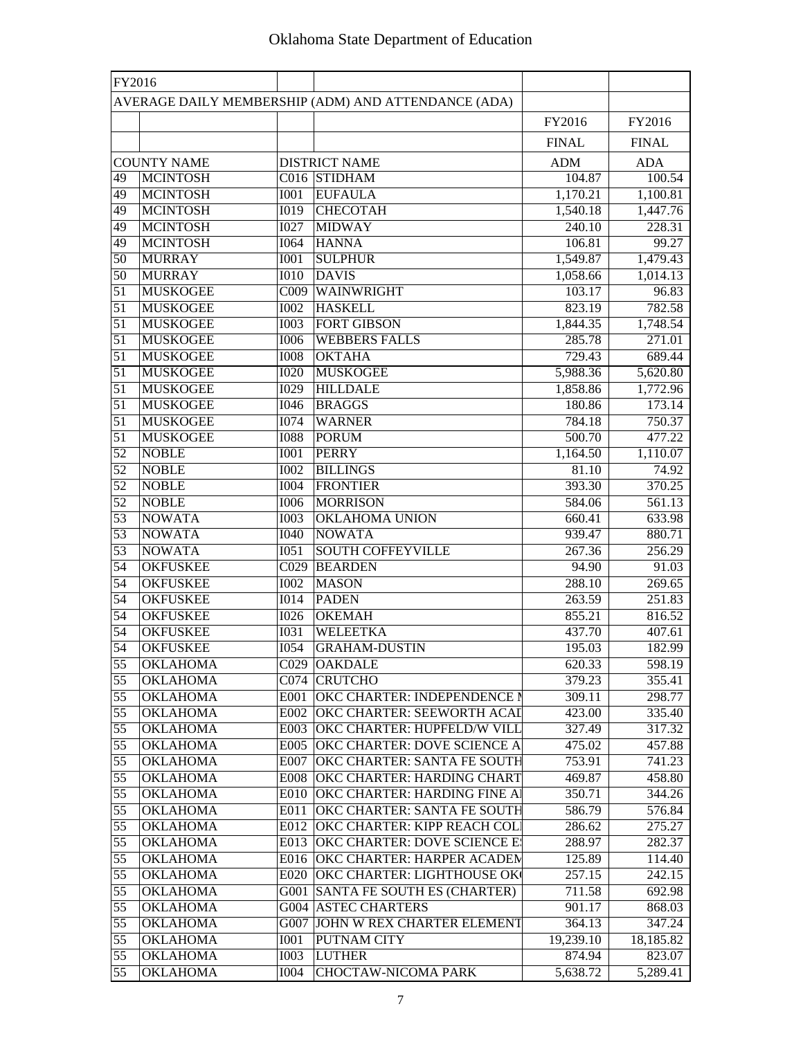# Oklahoma State Department of Education

| FY2016 | | | | | |
|---|---|---|---|---|---|
| AVERAGE DAILY MEMBERSHIP (ADM) AND ATTENDANCE (ADA) | | | | | |
| | | | | FY2016 | FY2016 |
| | | | | FINAL | FINAL |
| | COUNTY NAME | | DISTRICT NAME | ADM | ADA |
| 49 | MCINTOSH | C016 | STIDHAM | 104.87 | 100.54 |
| 49 | MCINTOSH | I001 | EUFAULA | 1,170.21 | 1,100.81 |
| 49 | MCINTOSH | I019 | CHECOTAH | 1,540.18 | 1,447.76 |
| 49 | MCINTOSH | I027 | MIDWAY | 240.10 | 228.31 |
| 49 | MCINTOSH | I064 | HANNA | 106.81 | 99.27 |
| 50 | MURRAY | I001 | SULPHUR | 1,549.87 | 1,479.43 |
| 50 | MURRAY | I010 | DAVIS | 1,058.66 | 1,014.13 |
| 51 | MUSKOGEE | C009 | WAINWRIGHT | 103.17 | 96.83 |
| 51 | MUSKOGEE | I002 | HASKELL | 823.19 | 782.58 |
| 51 | MUSKOGEE | I003 | FORT GIBSON | 1,844.35 | 1,748.54 |
| 51 | MUSKOGEE | I006 | WEBBERS FALLS | 285.78 | 271.01 |
| 51 | MUSKOGEE | I008 | OKTAHA | 729.43 | 689.44 |
| 51 | MUSKOGEE | I020 | MUSKOGEE | 5,988.36 | 5,620.80 |
| 51 | MUSKOGEE | I029 | HILLDALE | 1,858.86 | 1,772.96 |
| 51 | MUSKOGEE | I046 | BRAGGS | 180.86 | 173.14 |
| 51 | MUSKOGEE | I074 | WARNER | 784.18 | 750.37 |
| 51 | MUSKOGEE | I088 | PORUM | 500.70 | 477.22 |
| 52 | NOBLE | I001 | PERRY | 1,164.50 | 1,110.07 |
| 52 | NOBLE | I002 | BILLINGS | 81.10 | 74.92 |
| 52 | NOBLE | I004 | FRONTIER | 393.30 | 370.25 |
| 52 | NOBLE | I006 | MORRISON | 584.06 | 561.13 |
| 53 | NOWATA | I003 | OKLAHOMA UNION | 660.41 | 633.98 |
| 53 | NOWATA | I040 | NOWATA | 939.47 | 880.71 |
| 53 | NOWATA | I051 | SOUTH COFFEYVILLE | 267.36 | 256.29 |
| 54 | OKFUSKEE | C029 | BEARDEN | 94.90 | 91.03 |
| 54 | OKFUSKEE | I002 | MASON | 288.10 | 269.65 |
| 54 | OKFUSKEE | I014 | PADEN | 263.59 | 251.83 |
| 54 | OKFUSKEE | I026 | OKEMAH | 855.21 | 816.52 |
| 54 | OKFUSKEE | I031 | WELEETKA | 437.70 | 407.61 |
| 54 | OKFUSKEE | I054 | GRAHAM-DUSTIN | 195.03 | 182.99 |
| 55 | OKLAHOMA | C029 | OAKDALE | 620.33 | 598.19 |
| 55 | OKLAHOMA | C074 | CRUTCHO | 379.23 | 355.41 |
| 55 | OKLAHOMA | E001 | OKC CHARTER: INDEPENDENCE M | 309.11 | 298.77 |
| 55 | OKLAHOMA | E002 | OKC CHARTER: SEEWORTH ACAD | 423.00 | 335.40 |
| 55 | OKLAHOMA | E003 | OKC CHARTER: HUPFELD/W VILL | 327.49 | 317.32 |
| 55 | OKLAHOMA | E005 | OKC CHARTER: DOVE SCIENCE A | 475.02 | 457.88 |
| 55 | OKLAHOMA | E007 | OKC CHARTER: SANTA FE SOUTH | 753.91 | 741.23 |
| 55 | OKLAHOMA | E008 | OKC CHARTER: HARDING CHART | 469.87 | 458.80 |
| 55 | OKLAHOMA | E010 | OKC CHARTER: HARDING FINE A | 350.71 | 344.26 |
| 55 | OKLAHOMA | E011 | OKC CHARTER: SANTA FE SOUTH | 586.79 | 576.84 |
| 55 | OKLAHOMA | E012 | OKC CHARTER: KIPP REACH COL | 286.62 | 275.27 |
| 55 | OKLAHOMA | E013 | OKC CHARTER: DOVE SCIENCE E | 288.97 | 282.37 |
| 55 | OKLAHOMA | E016 | OKC CHARTER: HARPER ACADEM | 125.89 | 114.40 |
| 55 | OKLAHOMA | E020 | OKC CHARTER: LIGHTHOUSE OK | 257.15 | 242.15 |
| 55 | OKLAHOMA | G001 | SANTA FE SOUTH ES (CHARTER) | 711.58 | 692.98 |
| 55 | OKLAHOMA | G004 | ASTEC CHARTERS | 901.17 | 868.03 |
| 55 | OKLAHOMA | G007 | JOHN W REX CHARTER ELEMENT | 364.13 | 347.24 |
| 55 | OKLAHOMA | I001 | PUTNAM CITY | 19,239.10 | 18,185.82 |
| 55 | OKLAHOMA | I003 | LUTHER | 874.94 | 823.07 |
| 55 | OKLAHOMA | I004 | CHOCTAW-NICOMA PARK | 5,638.72 | 5,289.41 |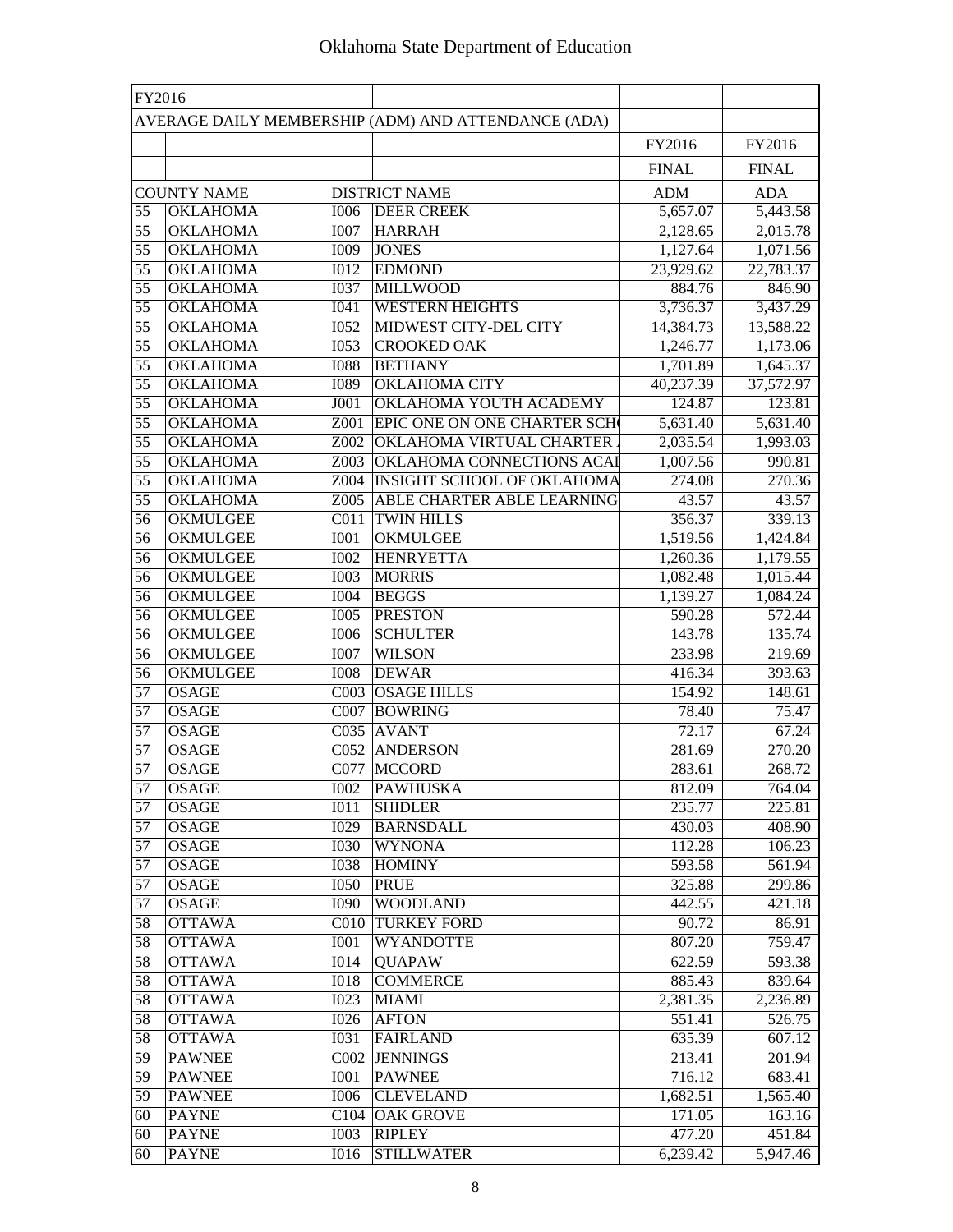| FY2016 | | | | | |
|---|---|---|---|---|---|
| AVERAGE DAILY MEMBERSHIP (ADM) AND ATTENDANCE (ADA) | | | | | |
| | | | | FY2016 | FY2016 |
| | | | | FINAL | FINAL |
| | COUNTY NAME | | DISTRICT NAME | ADM | ADA |
| 55 | OKLAHOMA | I006 | DEER CREEK | 5,657.07 | 5,443.58 |
| 55 | OKLAHOMA | I007 | HARRAH | 2,128.65 | 2,015.78 |
| 55 | OKLAHOMA | I009 | JONES | 1,127.64 | 1,071.56 |
| 55 | OKLAHOMA | I012 | EDMOND | 23,929.62 | 22,783.37 |
| 55 | OKLAHOMA | I037 | MILLWOOD | 884.76 | 846.90 |
| 55 | OKLAHOMA | I041 | WESTERN HEIGHTS | 3,736.37 | 3,437.29 |
| 55 | OKLAHOMA | I052 | MIDWEST CITY-DEL CITY | 14,384.73 | 13,588.22 |
| 55 | OKLAHOMA | I053 | CROOKED OAK | 1,246.77 | 1,173.06 |
| 55 | OKLAHOMA | I088 | BETHANY | 1,701.89 | 1,645.37 |
| 55 | OKLAHOMA | I089 | OKLAHOMA CITY | 40,237.39 | 37,572.97 |
| 55 | OKLAHOMA | J001 | OKLAHOMA YOUTH ACADEMY | 124.87 | 123.81 |
| 55 | OKLAHOMA | Z001 | EPIC ONE ON ONE CHARTER SCH | 5,631.40 | 5,631.40 |
| 55 | OKLAHOMA | Z002 | OKLAHOMA VIRTUAL CHARTER | 2,035.54 | 1,993.03 |
| 55 | OKLAHOMA | Z003 | OKLAHOMA CONNECTIONS ACAI | 1,007.56 | 990.81 |
| 55 | OKLAHOMA | Z004 | INSIGHT SCHOOL OF OKLAHOMA | 274.08 | 270.36 |
| 55 | OKLAHOMA | Z005 | ABLE CHARTER ABLE LEARNING | 43.57 | 43.57 |
| 56 | OKMULGEE | C011 | TWIN HILLS | 356.37 | 339.13 |
| 56 | OKMULGEE | I001 | OKMULGEE | 1,519.56 | 1,424.84 |
| 56 | OKMULGEE | I002 | HENRYETTA | 1,260.36 | 1,179.55 |
| 56 | OKMULGEE | I003 | MORRIS | 1,082.48 | 1,015.44 |
| 56 | OKMULGEE | I004 | BEGGS | 1,139.27 | 1,084.24 |
| 56 | OKMULGEE | I005 | PRESTON | 590.28 | 572.44 |
| 56 | OKMULGEE | I006 | SCHULTER | 143.78 | 135.74 |
| 56 | OKMULGEE | I007 | WILSON | 233.98 | 219.69 |
| 56 | OKMULGEE | I008 | DEWAR | 416.34 | 393.63 |
| 57 | OSAGE | C003 | OSAGE HILLS | 154.92 | 148.61 |
| 57 | OSAGE | C007 | BOWRING | 78.40 | 75.47 |
| 57 | OSAGE | C035 | AVANT | 72.17 | 67.24 |
| 57 | OSAGE | C052 | ANDERSON | 281.69 | 270.20 |
| 57 | OSAGE | C077 | MCCORD | 283.61 | 268.72 |
| 57 | OSAGE | I002 | PAWHUSKA | 812.09 | 764.04 |
| 57 | OSAGE | I011 | SHIDLER | 235.77 | 225.81 |
| 57 | OSAGE | I029 | BARNSDALL | 430.03 | 408.90 |
| 57 | OSAGE | I030 | WYNONA | 112.28 | 106.23 |
| 57 | OSAGE | I038 | HOMINY | 593.58 | 561.94 |
| 57 | OSAGE | I050 | PRUE | 325.88 | 299.86 |
| 57 | OSAGE | I090 | WOODLAND | 442.55 | 421.18 |
| 58 | OTTAWA | C010 | TURKEY FORD | 90.72 | 86.91 |
| 58 | OTTAWA | I001 | WYANDOTTE | 807.20 | 759.47 |
| 58 | OTTAWA | I014 | QUAPAW | 622.59 | 593.38 |
| 58 | OTTAWA | I018 | COMMERCE | 885.43 | 839.64 |
| 58 | OTTAWA | I023 | MIAMI | 2,381.35 | 2,236.89 |
| 58 | OTTAWA | I026 | AFTON | 551.41 | 526.75 |
| 58 | OTTAWA | I031 | FAIRLAND | 635.39 | 607.12 |
| 59 | PAWNEE | C002 | JENNINGS | 213.41 | 201.94 |
| 59 | PAWNEE | I001 | PAWNEE | 716.12 | 683.41 |
| 59 | PAWNEE | I006 | CLEVELAND | 1,682.51 | 1,565.40 |
| 60 | PAYNE | C104 | OAK GROVE | 171.05 | 163.16 |
| 60 | PAYNE | I003 | RIPLEY | 477.20 | 451.84 |
| 60 | PAYNE | I016 | STILLWATER | 6,239.42 | 5,947.46 |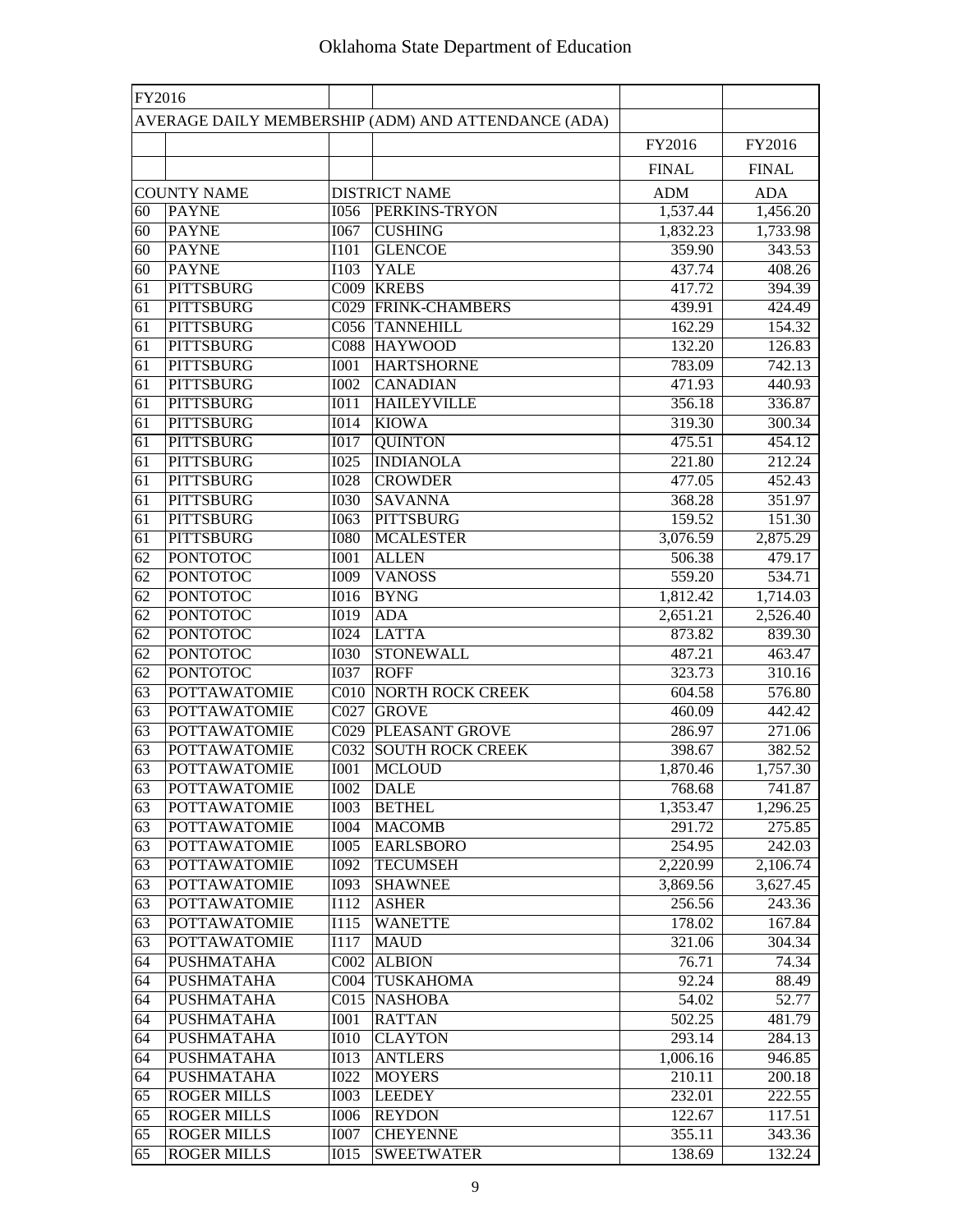# Oklahoma State Department of Education

| FY2016 | | | | | |
|---|---|---|---|---|---|
| AVERAGE DAILY MEMBERSHIP (ADM) AND ATTENDANCE (ADA) | | | | | |
| | | | | FY2016 | FY2016 |
| | | | | FINAL | FINAL |
| | COUNTY NAME | | DISTRICT NAME | ADM | ADA |
| 60 | PAYNE | I056 | PERKINS-TRYON | 1,537.44 | 1,456.20 |
| 60 | PAYNE | I067 | CUSHING | 1,832.23 | 1,733.98 |
| 60 | PAYNE | I101 | GLENCOE | 359.90 | 343.53 |
| 60 | PAYNE | I103 | YALE | 437.74 | 408.26 |
| 61 | PITTSBURG | C009 | KREBS | 417.72 | 394.39 |
| 61 | PITTSBURG | C029 | FRINK-CHAMBERS | 439.91 | 424.49 |
| 61 | PITTSBURG | C056 | TANNEHILL | 162.29 | 154.32 |
| 61 | PITTSBURG | C088 | HAYWOOD | 132.20 | 126.83 |
| 61 | PITTSBURG | I001 | HARTSHORNE | 783.09 | 742.13 |
| 61 | PITTSBURG | I002 | CANADIAN | 471.93 | 440.93 |
| 61 | PITTSBURG | I011 | HAILEYVILLE | 356.18 | 336.87 |
| 61 | PITTSBURG | I014 | KIOWA | 319.30 | 300.34 |
| 61 | PITTSBURG | I017 | QUINTON | 475.51 | 454.12 |
| 61 | PITTSBURG | I025 | INDIANOLA | 221.80 | 212.24 |
| 61 | PITTSBURG | I028 | CROWDER | 477.05 | 452.43 |
| 61 | PITTSBURG | I030 | SAVANNA | 368.28 | 351.97 |
| 61 | PITTSBURG | I063 | PITTSBURG | 159.52 | 151.30 |
| 61 | PITTSBURG | I080 | MCALESTER | 3,076.59 | 2,875.29 |
| 62 | PONTOTOC | I001 | ALLEN | 506.38 | 479.17 |
| 62 | PONTOTOC | I009 | VANOSS | 559.20 | 534.71 |
| 62 | PONTOTOC | I016 | BYNG | 1,812.42 | 1,714.03 |
| 62 | PONTOTOC | I019 | ADA | 2,651.21 | 2,526.40 |
| 62 | PONTOTOC | I024 | LATTA | 873.82 | 839.30 |
| 62 | PONTOTOC | I030 | STONEWALL | 487.21 | 463.47 |
| 62 | PONTOTOC | I037 | ROFF | 323.73 | 310.16 |
| 63 | POTTAWATOMIE | C010 | NORTH ROCK CREEK | 604.58 | 576.80 |
| 63 | POTTAWATOMIE | C027 | GROVE | 460.09 | 442.42 |
| 63 | POTTAWATOMIE | C029 | PLEASANT GROVE | 286.97 | 271.06 |
| 63 | POTTAWATOMIE | C032 | SOUTH ROCK CREEK | 398.67 | 382.52 |
| 63 | POTTAWATOMIE | I001 | MCLOUD | 1,870.46 | 1,757.30 |
| 63 | POTTAWATOMIE | I002 | DALE | 768.68 | 741.87 |
| 63 | POTTAWATOMIE | I003 | BETHEL | 1,353.47 | 1,296.25 |
| 63 | POTTAWATOMIE | I004 | MACOMB | 291.72 | 275.85 |
| 63 | POTTAWATOMIE | I005 | EARLSBORO | 254.95 | 242.03 |
| 63 | POTTAWATOMIE | I092 | TECUMSEH | 2,220.99 | 2,106.74 |
| 63 | POTTAWATOMIE | I093 | SHAWNEE | 3,869.56 | 3,627.45 |
| 63 | POTTAWATOMIE | I112 | ASHER | 256.56 | 243.36 |
| 63 | POTTAWATOMIE | I115 | WANETTE | 178.02 | 167.84 |
| 63 | POTTAWATOMIE | I117 | MAUD | 321.06 | 304.34 |
| 64 | PUSHMATAHA | C002 | ALBION | 76.71 | 74.34 |
| 64 | PUSHMATAHA | C004 | TUSKAHOMA | 92.24 | 88.49 |
| 64 | PUSHMATAHA | C015 | NASHOBA | 54.02 | 52.77 |
| 64 | PUSHMATAHA | I001 | RATTAN | 502.25 | 481.79 |
| 64 | PUSHMATAHA | I010 | CLAYTON | 293.14 | 284.13 |
| 64 | PUSHMATAHA | I013 | ANTLERS | 1,006.16 | 946.85 |
| 64 | PUSHMATAHA | I022 | MOYERS | 210.11 | 200.18 |
| 65 | ROGER MILLS | I003 | LEEDEY | 232.01 | 222.55 |
| 65 | ROGER MILLS | I006 | REYDON | 122.67 | 117.51 |
| 65 | ROGER MILLS | I007 | CHEYENNE | 355.11 | 343.36 |
| 65 | ROGER MILLS | I015 | SWEETWATER | 138.69 | 132.24 |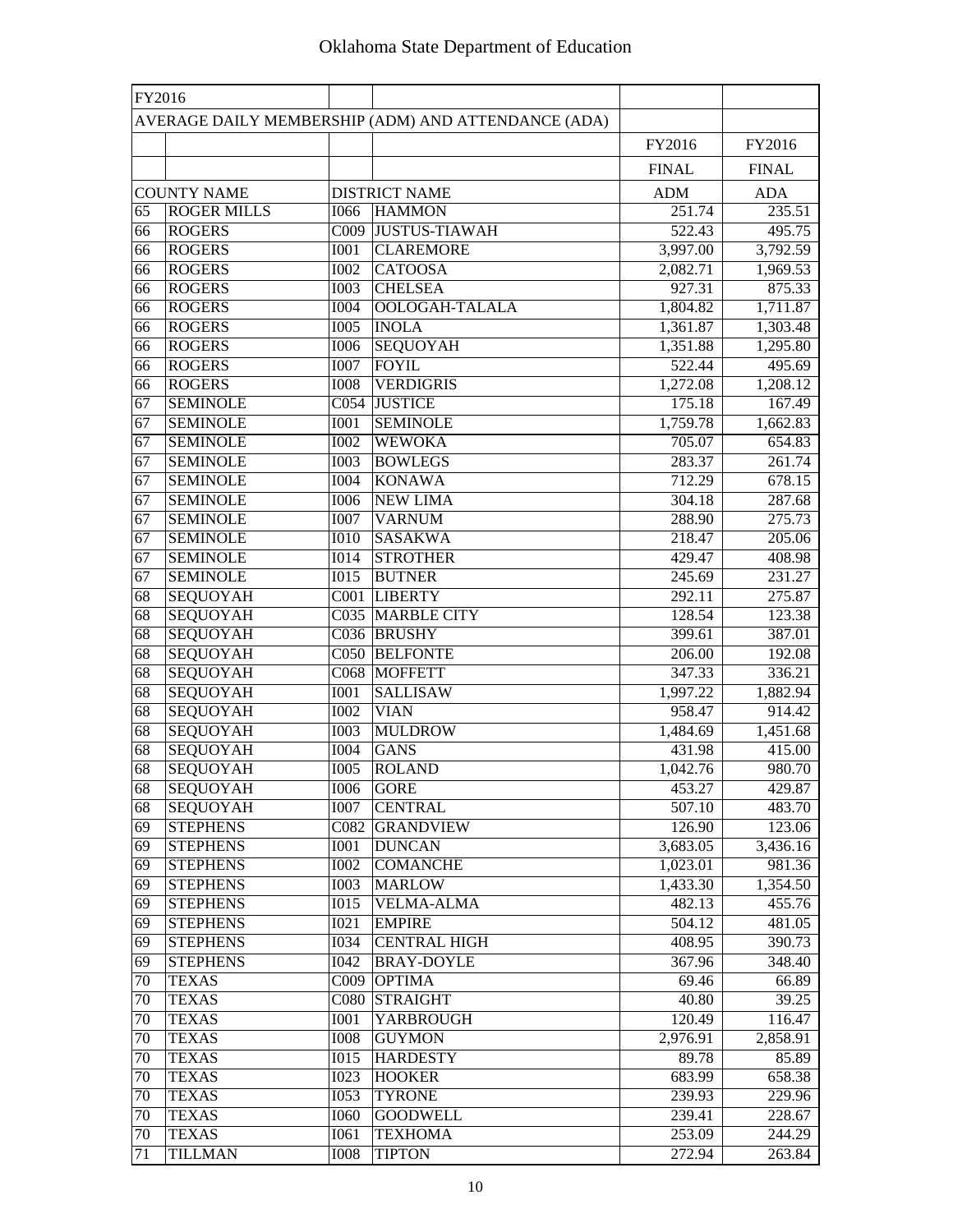# Oklahoma State Department of Education

| FY2016 | | | | | |
|---|---|---|---|---|---|
| AVERAGE DAILY MEMBERSHIP (ADM) AND ATTENDANCE (ADA) | | | | | |
| | | | | FY2016 | FY2016 |
| | | | | FINAL | FINAL |
| | COUNTY NAME | | DISTRICT NAME | ADM | ADA |
| 65 | ROGER MILLS | I066 | HAMMON | 251.74 | 235.51 |
| 66 | ROGERS | C009 | JUSTUS-TIAWAH | 522.43 | 495.75 |
| 66 | ROGERS | I001 | CLAREMORE | 3,997.00 | 3,792.59 |
| 66 | ROGERS | I002 | CATOOSA | 2,082.71 | 1,969.53 |
| 66 | ROGERS | I003 | CHELSEA | 927.31 | 875.33 |
| 66 | ROGERS | I004 | OOLOGAH-TALALA | 1,804.82 | 1,711.87 |
| 66 | ROGERS | I005 | INOLA | 1,361.87 | 1,303.48 |
| 66 | ROGERS | I006 | SEQUOYAH | 1,351.88 | 1,295.80 |
| 66 | ROGERS | I007 | FOYIL | 522.44 | 495.69 |
| 66 | ROGERS | I008 | VERDIGRIS | 1,272.08 | 1,208.12 |
| 67 | SEMINOLE | C054 | JUSTICE | 175.18 | 167.49 |
| 67 | SEMINOLE | I001 | SEMINOLE | 1,759.78 | 1,662.83 |
| 67 | SEMINOLE | I002 | WEWOKA | 705.07 | 654.83 |
| 67 | SEMINOLE | I003 | BOWLEGS | 283.37 | 261.74 |
| 67 | SEMINOLE | I004 | KONAWA | 712.29 | 678.15 |
| 67 | SEMINOLE | I006 | NEW LIMA | 304.18 | 287.68 |
| 67 | SEMINOLE | I007 | VARNUM | 288.90 | 275.73 |
| 67 | SEMINOLE | I010 | SASAKWA | 218.47 | 205.06 |
| 67 | SEMINOLE | I014 | STROTHER | 429.47 | 408.98 |
| 67 | SEMINOLE | I015 | BUTNER | 245.69 | 231.27 |
| 68 | SEQUOYAH | C001 | LIBERTY | 292.11 | 275.87 |
| 68 | SEQUOYAH | C035 | MARBLE CITY | 128.54 | 123.38 |
| 68 | SEQUOYAH | C036 | BRUSHY | 399.61 | 387.01 |
| 68 | SEQUOYAH | C050 | BELFONTE | 206.00 | 192.08 |
| 68 | SEQUOYAH | C068 | MOFFETT | 347.33 | 336.21 |
| 68 | SEQUOYAH | I001 | SALLISAW | 1,997.22 | 1,882.94 |
| 68 | SEQUOYAH | I002 | VIAN | 958.47 | 914.42 |
| 68 | SEQUOYAH | I003 | MULDROW | 1,484.69 | 1,451.68 |
| 68 | SEQUOYAH | I004 | GANS | 431.98 | 415.00 |
| 68 | SEQUOYAH | I005 | ROLAND | 1,042.76 | 980.70 |
| 68 | SEQUOYAH | I006 | GORE | 453.27 | 429.87 |
| 68 | SEQUOYAH | I007 | CENTRAL | 507.10 | 483.70 |
| 69 | STEPHENS | C082 | GRANDVIEW | 126.90 | 123.06 |
| 69 | STEPHENS | I001 | DUNCAN | 3,683.05 | 3,436.16 |
| 69 | STEPHENS | I002 | COMANCHE | 1,023.01 | 981.36 |
| 69 | STEPHENS | I003 | MARLOW | 1,433.30 | 1,354.50 |
| 69 | STEPHENS | I015 | VELMA-ALMA | 482.13 | 455.76 |
| 69 | STEPHENS | I021 | EMPIRE | 504.12 | 481.05 |
| 69 | STEPHENS | I034 | CENTRAL HIGH | 408.95 | 390.73 |
| 69 | STEPHENS | I042 | BRAY-DOYLE | 367.96 | 348.40 |
| 70 | TEXAS | C009 | OPTIMA | 69.46 | 66.89 |
| 70 | TEXAS | C080 | STRAIGHT | 40.80 | 39.25 |
| 70 | TEXAS | I001 | YARBROUGH | 120.49 | 116.47 |
| 70 | TEXAS | I008 | GUYMON | 2,976.91 | 2,858.91 |
| 70 | TEXAS | I015 | HARDESTY | 89.78 | 85.89 |
| 70 | TEXAS | I023 | HOOKER | 683.99 | 658.38 |
| 70 | TEXAS | I053 | TYRONE | 239.93 | 229.96 |
| 70 | TEXAS | I060 | GOODWELL | 239.41 | 228.67 |
| 70 | TEXAS | I061 | TEXHOMA | 253.09 | 244.29 |
| 71 | TILLMAN | I008 | TIPTON | 272.94 | 263.84 |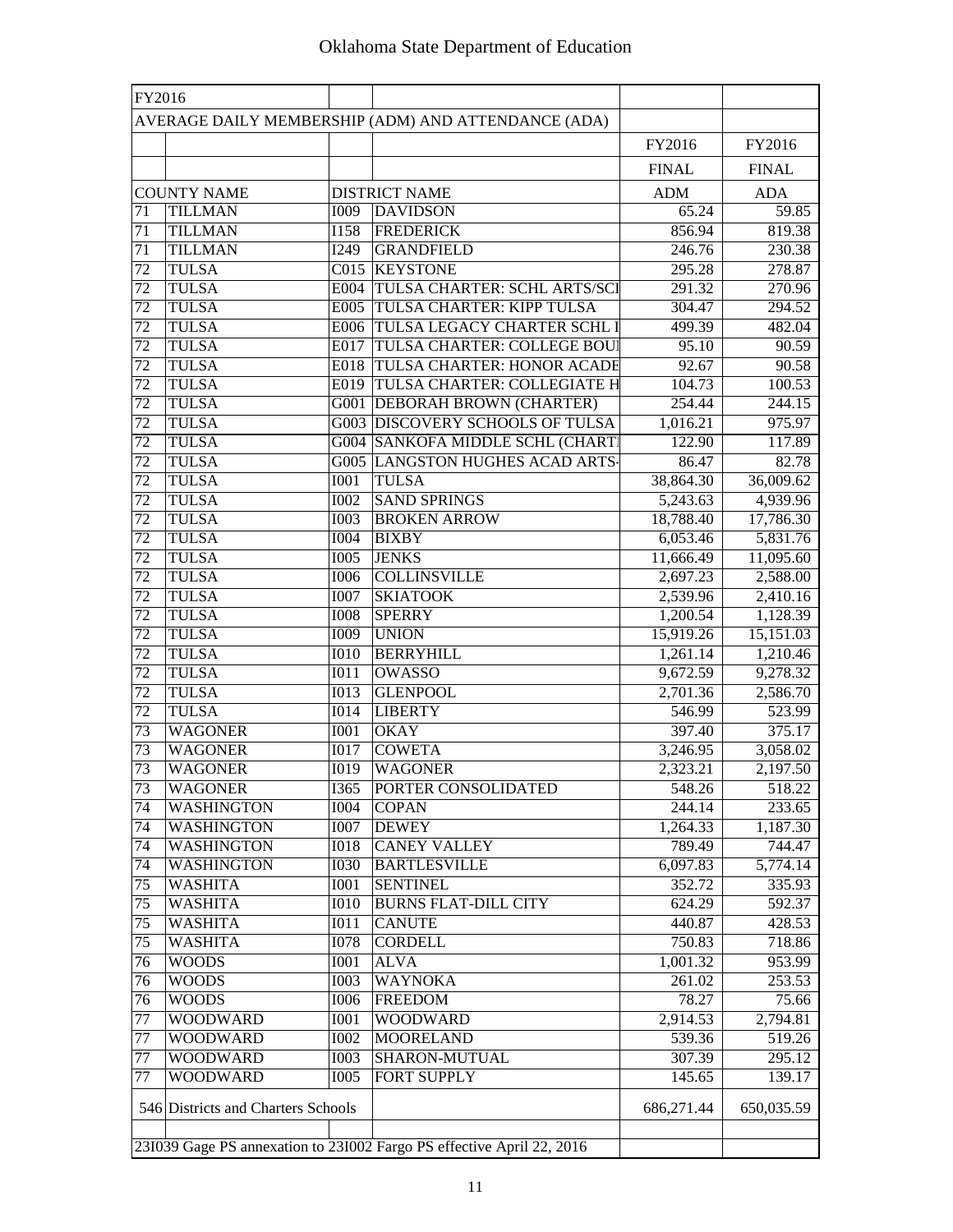# Oklahoma State Department of Education

| FY2016 | | | | | |
|---|---|---|---|---|---|
| AVERAGE DAILY MEMBERSHIP (ADM) AND ATTENDANCE (ADA) | | | | | |
| | | | | FY2016 | FY2016 |
| | | | | FINAL | FINAL |
| COUNTY NAME | | DISTRICT NAME | | ADM | ADA |
| 71 | TILLMAN | I009 | DAVIDSON | 65.24 | 59.85 |
| 71 | TILLMAN | I158 | FREDERICK | 856.94 | 819.38 |
| 71 | TILLMAN | I249 | GRANDFIELD | 246.76 | 230.38 |
| 72 | TULSA | C015 | KEYSTONE | 295.28 | 278.87 |
| 72 | TULSA | E004 | TULSA CHARTER: SCHL ARTS/SCI | 291.32 | 270.96 |
| 72 | TULSA | E005 | TULSA CHARTER: KIPP TULSA | 304.47 | 294.52 |
| 72 | TULSA | E006 | TULSA LEGACY CHARTER SCHL I | 499.39 | 482.04 |
| 72 | TULSA | E017 | TULSA CHARTER: COLLEGE BOUI | 95.10 | 90.59 |
| 72 | TULSA | E018 | TULSA CHARTER: HONOR ACADE | 92.67 | 90.58 |
| 72 | TULSA | E019 | TULSA CHARTER: COLLEGIATE H | 104.73 | 100.53 |
| 72 | TULSA | G001 | DEBORAH BROWN (CHARTER) | 254.44 | 244.15 |
| 72 | TULSA | G003 | DISCOVERY SCHOOLS OF TULSA | 1,016.21 | 975.97 |
| 72 | TULSA | G004 | SANKOFA MIDDLE SCHL (CHARTI | 122.90 | 117.89 |
| 72 | TULSA | G005 | LANGSTON HUGHES ACAD ARTS- | 86.47 | 82.78 |
| 72 | TULSA | I001 | TULSA | 38,864.30 | 36,009.62 |
| 72 | TULSA | I002 | SAND SPRINGS | 5,243.63 | 4,939.96 |
| 72 | TULSA | I003 | BROKEN ARROW | 18,788.40 | 17,786.30 |
| 72 | TULSA | I004 | BIXBY | 6,053.46 | 5,831.76 |
| 72 | TULSA | I005 | JENKS | 11,666.49 | 11,095.60 |
| 72 | TULSA | I006 | COLLINSVILLE | 2,697.23 | 2,588.00 |
| 72 | TULSA | I007 | SKIATOOK | 2,539.96 | 2,410.16 |
| 72 | TULSA | I008 | SPERRY | 1,200.54 | 1,128.39 |
| 72 | TULSA | I009 | UNION | 15,919.26 | 15,151.03 |
| 72 | TULSA | I010 | BERRYHILL | 1,261.14 | 1,210.46 |
| 72 | TULSA | I011 | OWASSO | 9,672.59 | 9,278.32 |
| 72 | TULSA | I013 | GLENPOOL | 2,701.36 | 2,586.70 |
| 72 | TULSA | I014 | LIBERTY | 546.99 | 523.99 |
| 73 | WAGONER | I001 | OKAY | 397.40 | 375.17 |
| 73 | WAGONER | I017 | COWETA | 3,246.95 | 3,058.02 |
| 73 | WAGONER | I019 | WAGONER | 2,323.21 | 2,197.50 |
| 73 | WAGONER | I365 | PORTER CONSOLIDATED | 548.26 | 518.22 |
| 74 | WASHINGTON | I004 | COPAN | 244.14 | 233.65 |
| 74 | WASHINGTON | I007 | DEWEY | 1,264.33 | 1,187.30 |
| 74 | WASHINGTON | I018 | CANEY VALLEY | 789.49 | 744.47 |
| 74 | WASHINGTON | I030 | BARTLESVILLE | 6,097.83 | 5,774.14 |
| 75 | WASHITA | I001 | SENTINEL | 352.72 | 335.93 |
| 75 | WASHITA | I010 | BURNS FLAT-DILL CITY | 624.29 | 592.37 |
| 75 | WASHITA | I011 | CANUTE | 440.87 | 428.53 |
| 75 | WASHITA | I078 | CORDELL | 750.83 | 718.86 |
| 76 | WOODS | I001 | ALVA | 1,001.32 | 953.99 |
| 76 | WOODS | I003 | WAYNOKA | 261.02 | 253.53 |
| 76 | WOODS | I006 | FREEDOM | 78.27 | 75.66 |
| 77 | WOODWARD | I001 | WOODWARD | 2,914.53 | 2,794.81 |
| 77 | WOODWARD | I002 | MOORELAND | 539.36 | 519.26 |
| 77 | WOODWARD | I003 | SHARON-MUTUAL | 307.39 | 295.12 |
| 77 | WOODWARD | I005 | FORT SUPPLY | 145.65 | 139.17 |
| 546 | Districts and Charters Schools | | | 686,271.44 | 650,035.59 |
| | | | | | |
| 23I039 Gage PS annexation to 23I002 Fargo PS effective April 22, 2016 | | | | | |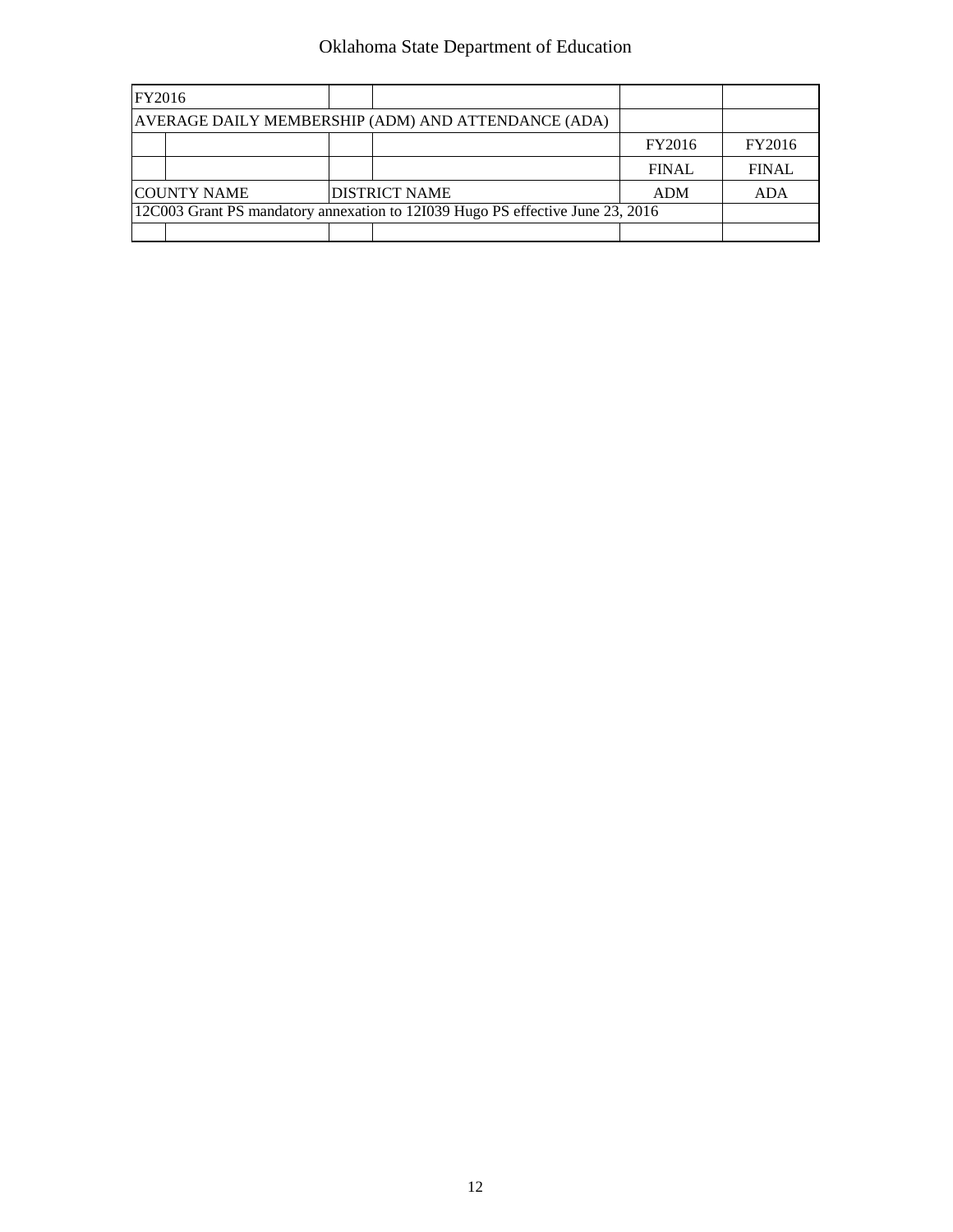| | | | | | |
|---|---|---|---|---|---|
| FY2016 | | | | | |
| AVERAGE DAILY MEMBERSHIP (ADM) AND ATTENDANCE (ADA) | | | | | |
| | | | | FY2016 | FY2016 |
| | | | | FINAL | FINAL |
| COUNTY NAME | | DISTRICT NAME | | ADM | ADA |
| 12C003 Grant PS mandatory annexation to 12I039 Hugo PS effective June 23, 2016 | | | | | |
| | | | | | |